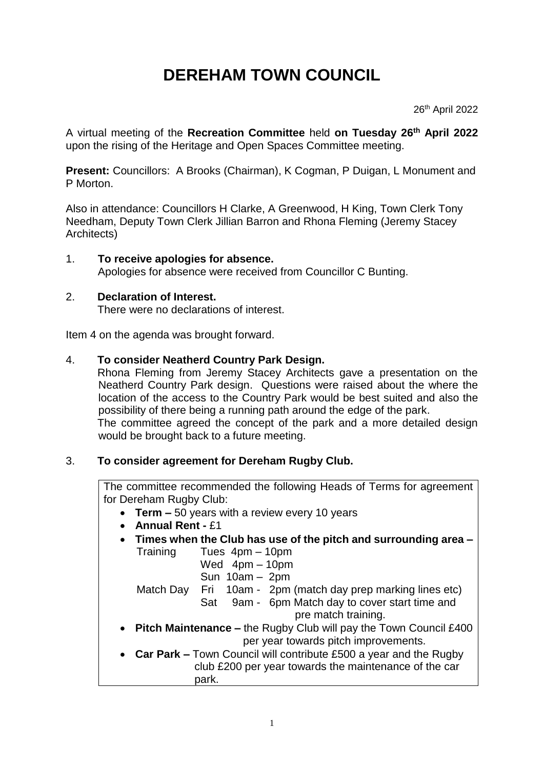# DEREHAM TOWN COUNCIL

26th April 2022

A virtual meeting of the **Recreation Committee** held **on Tuesday 26th April 2022** upon the rising of the Heritage and Open Spaces Committee meeting.

**Present:** Councillors: A Brooks (Chairman), K Cogman, P Duigan, L Monument and P Morton.

Also in attendance: Councillors H Clarke, A Greenwood, H King, Town Clerk Tony Needham, Deputy Town Clerk Jillian Barron and Rhona Fleming (Jeremy Stacey Architects)

1. **To receive apologies for absence.**
   Apologies for absence were received from Councillor C Bunting.

2. **Declaration of Interest.**
   There were no declarations of interest.

Item 4 on the agenda was brought forward.

4. **To consider Neatherd Country Park Design.**
   Rhona Fleming from Jeremy Stacey Architects gave a presentation on the Neatherd Country Park design. Questions were raised about the where the location of the access to the Country Park would be best suited and also the possibility of there being a running path around the edge of the park.
   The committee agreed the concept of the park and a more detailed design would be brought back to a future meeting.

3. **To consider agreement for Dereham Rugby Club.**

   The committee recommended the following Heads of Terms for agreement for Dereham Rugby Club:

   - **Term –** 50 years with a review every 10 years
   - **Annual Rent -** £1
   - **Times when the Club has use of the pitch and surrounding area –**
     - Training: Tues 4pm – 10pm; Wed 4pm – 10pm; Sun 10am – 2pm
     - Match Day: Fri 10am - 2pm (match day prep marking lines etc); Sat 9am - 6pm Match day to cover start time and pre match training.
   - **Pitch Maintenance –** the Rugby Club will pay the Town Council £400 per year towards pitch improvements.
   - **Car Park –** Town Council will contribute £500 a year and the Rugby club £200 per year towards the maintenance of the car park.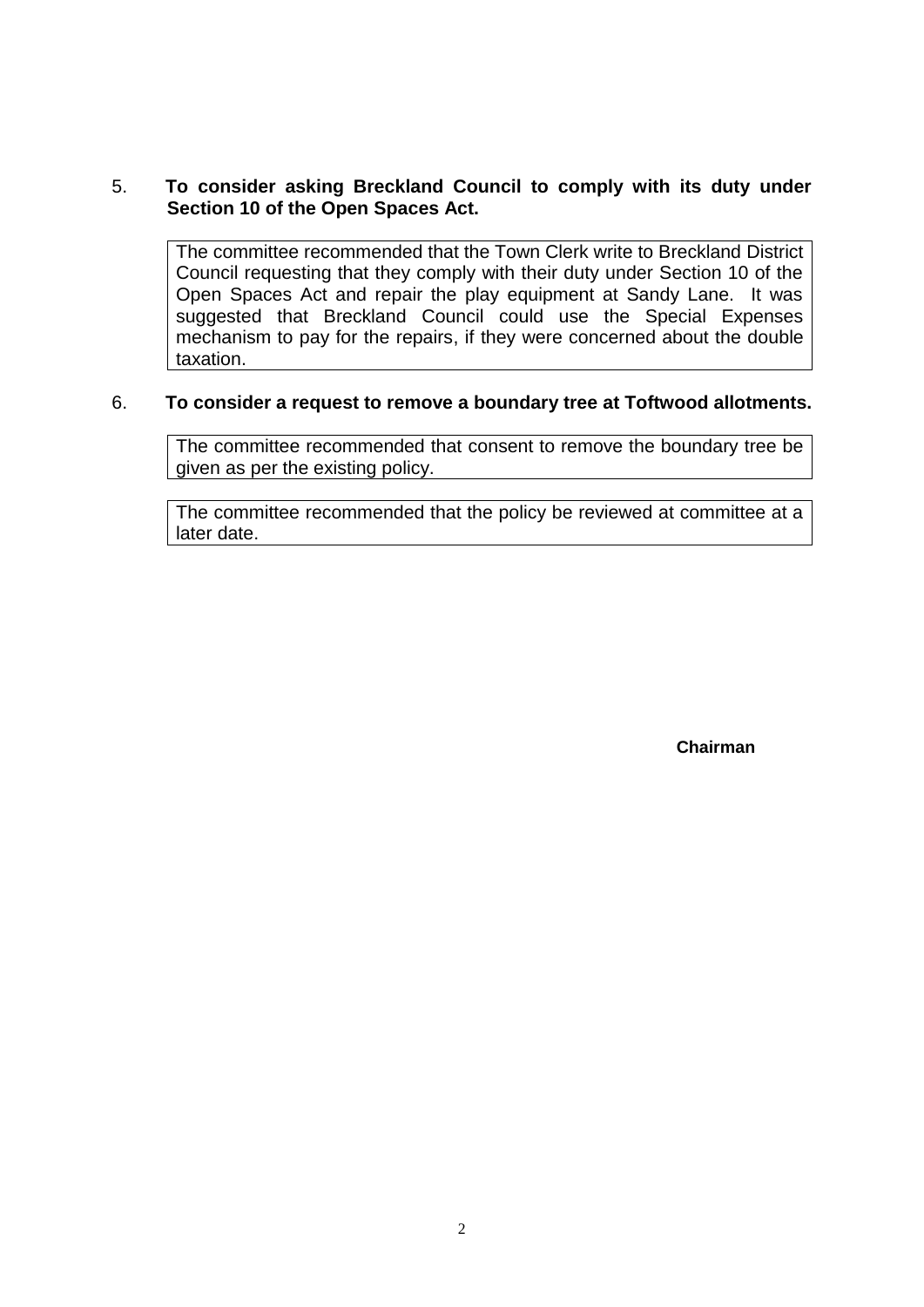5. **To consider asking Breckland Council to comply with its duty under Section 10 of the Open Spaces Act.**

   The committee recommended that the Town Clerk write to Breckland District Council requesting that they comply with their duty under Section 10 of the Open Spaces Act and repair the play equipment at Sandy Lane. It was suggested that Breckland Council could use the Special Expenses mechanism to pay for the repairs, if they were concerned about the double taxation.

6. **To consider a request to remove a boundary tree at Toftwood allotments.**

   The committee recommended that consent to remove the boundary tree be given as per the existing policy.

   The committee recommended that the policy be reviewed at committee at a later date.

**Chairman**